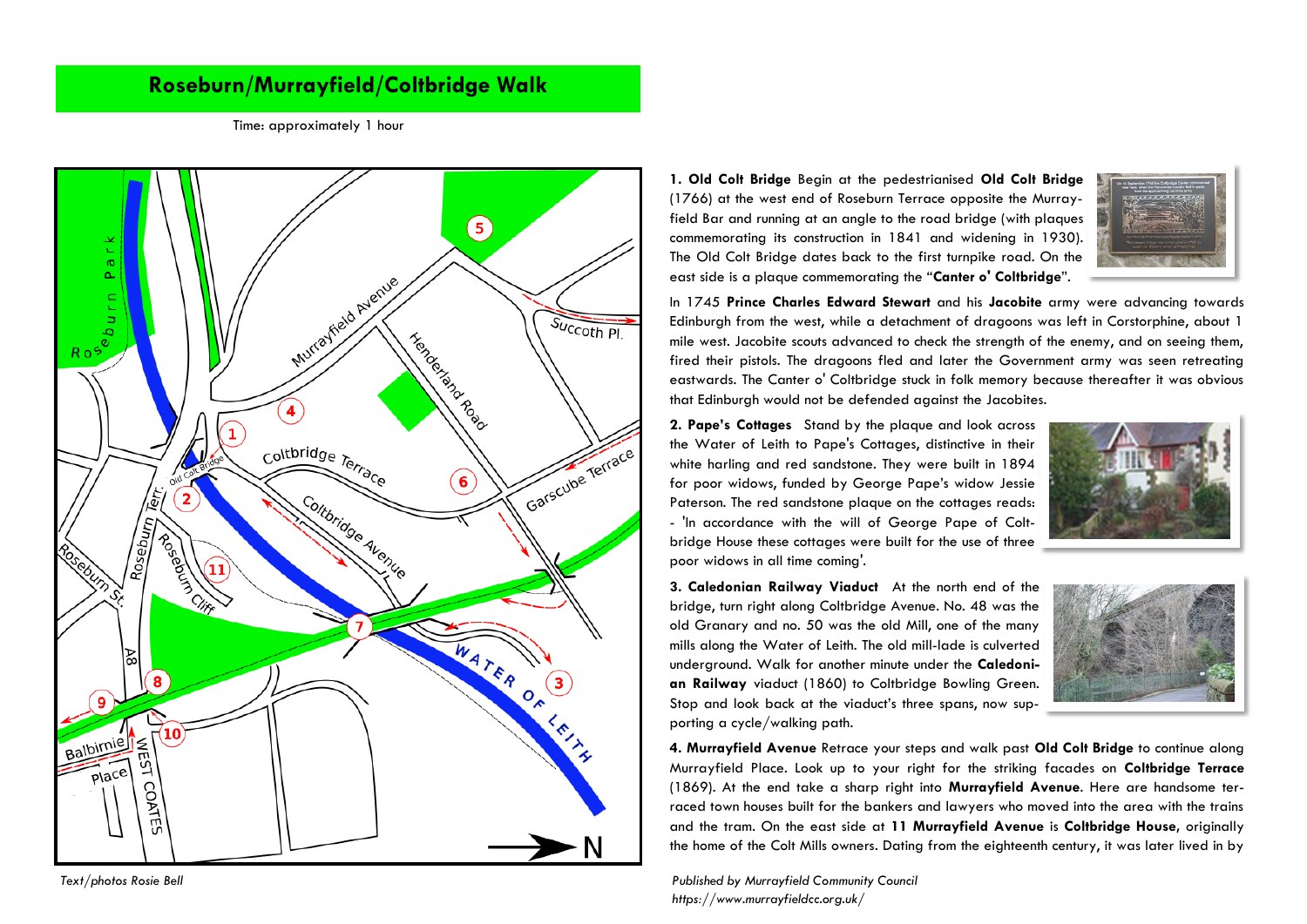# Roseburn/Murrayfield/Coltbridge Walk

Time: approximately 1 hour

**1. Old Colt Bridge** Begin at the pedestrianised **Old Colt Bridge** (1766) at the west end of Roseburn Terrace opposite the Murrayfield Bar and running at an angle to the road bridge (with plaques commemorating its construction in 1841 and widening in 1930). The Old Colt Bridge dates back to the first turnpike road. On the east side is a plaque commemorating the "**Canter o' Coltbridge**".

In 1745 **Prince Charles Edward Stewart** and his **Jacobite** army were advancing towards Edinburgh from the west, while a detachment of dragoons was left in Corstorphine, about 1 mile west. Jacobite scouts advanced to check the strength of the enemy, and on seeing them, fired their pistols. The dragoons fled and later the Government army was seen retreating eastwards. The Canter o' Coltbridge stuck in folk memory because thereafter it was obvious that Edinburgh would not be defended against the Jacobites.

**2. Pape's Cottages** Stand by the plaque and look across the Water of Leith to Pape's Cottages, distinctive in their white harling and red sandstone. They were built in 1894 for poor widows, funded by George Pape's widow Jessie Paterson. The red sandstone plaque on the cottages reads: - 'In accordance with the will of George Pape of Coltbridge House these cottages were built for the use of three poor widows in all time coming'.

**3. Caledonian Railway Viaduct** At the north end of the bridge, turn right along Coltbridge Avenue. No. 48 was the old Granary and no. 50 was the old Mill, one of the many mills along the Water of Leith. The old mill-lade is culverted underground. Walk for another minute under the **Caledonian Railway** viaduct (1860) to Coltbridge Bowling Green. Stop and look back at the viaduct's three spans, now supporting a cycle/walking path.

**4. Murrayfield Avenue** Retrace your steps and walk past **Old Colt Bridge** to continue along Murrayfield Place. Look up to your right for the striking facades on **Coltbridge Terrace** (1869). At the end take a sharp right into **Murrayfield Avenue**. Here are handsome terraced town houses built for the bankers and lawyers who moved into the area with the trains and the tram. On the east side at **11 Murrayfield Avenue** is **Coltbridge House**, originally the home of the Colt Mills owners. Dating from the eighteenth century, it was later lived in by

*Text/photos Rosie Bell*

*Published by Murrayfield Community Council*
*https://www.murrayfieldcc.org.uk/*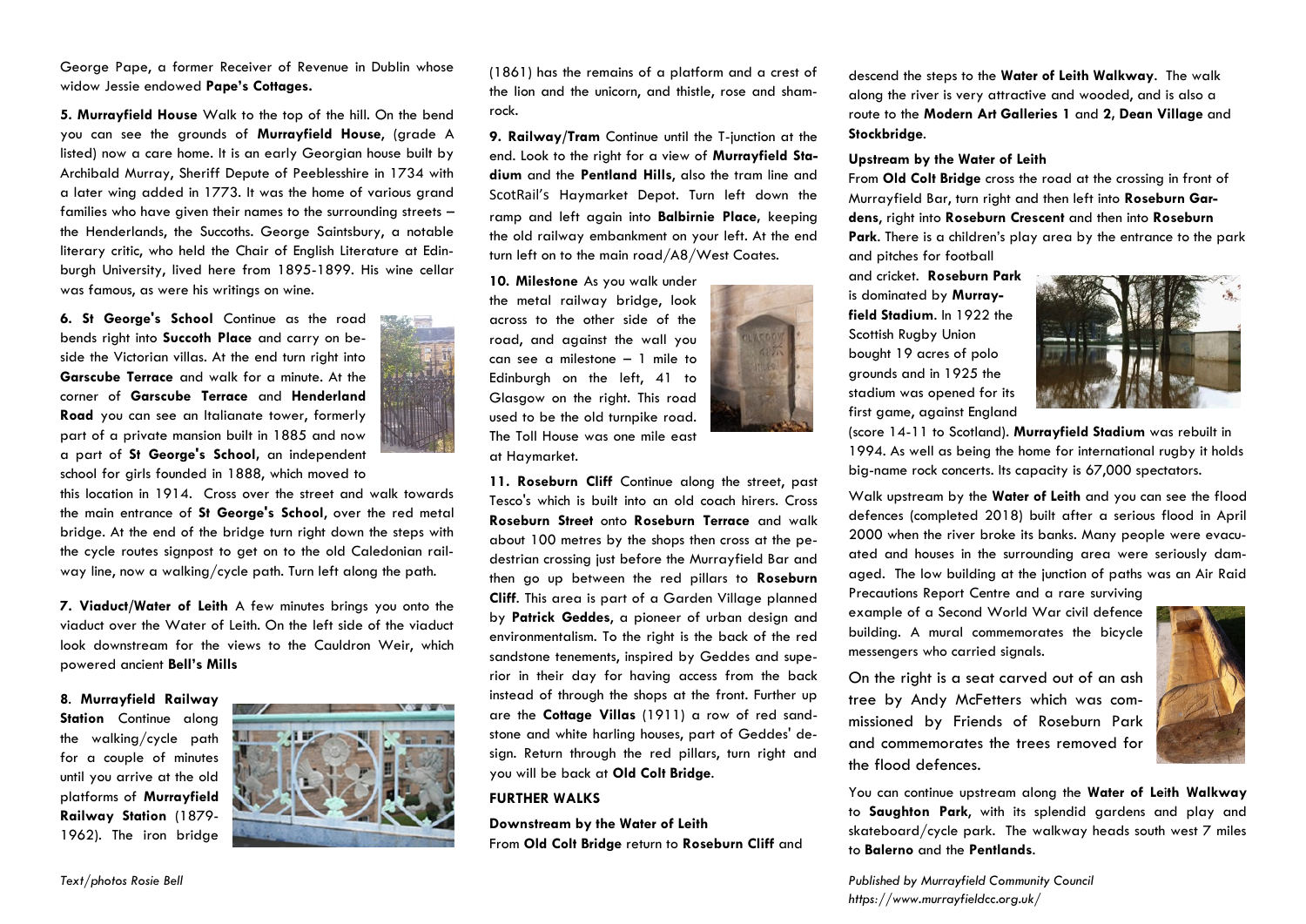George Pape, a former Receiver of Revenue in Dublin whose widow Jessie endowed **Pape's Cottages.**

**5. Murrayfield House** Walk to the top of the hill. On the bend you can see the grounds of **Murrayfield House**, (grade A listed) now a care home. It is an early Georgian house built by Archibald Murray, Sheriff Depute of Peeblesshire in 1734 with a later wing added in 1773. It was the home of various grand families who have given their names to the surrounding streets – the Henderlands, the Succoths. George Saintsbury, a notable literary critic, who held the Chair of English Literature at Edinburgh University, lived here from 1895-1899. His wine cellar was famous, as were his writings on wine.

**6. St George's School** Continue as the road bends right into **Succoth Place** and carry on beside the Victorian villas. At the end turn right into **Garscube Terrace** and walk for a minute. At the corner of **Garscube Terrace** and **Henderland Road** you can see an Italianate tower, formerly part of a private mansion built in 1885 and now a part of **St George's School**, an independent school for girls founded in 1888, which moved to this location in 1914. Cross over the street and walk towards the main entrance of **St George's School**, over the red metal bridge. At the end of the bridge turn right down the steps with the cycle routes signpost to get on to the old Caledonian railway line, now a walking/cycle path. Turn left along the path.

**7. Viaduct/Water of Leith** A few minutes brings you onto the viaduct over the Water of Leith. On the left side of the viaduct look downstream for the views to the Cauldron Weir, which powered ancient **Bell's Mills**

**8. Murrayfield Railway Station** Continue along the walking/cycle path for a couple of minutes until you arrive at the old platforms of **Murrayfield Railway Station** (1879-1962). The iron bridge (1861) has the remains of a platform and a crest of the lion and the unicorn, and thistle, rose and shamrock.

**9. Railway/Tram** Continue until the T-junction at the end. Look to the right for a view of **Murrayfield Stadium** and the **Pentland Hills**, also the tram line and ScotRail's Haymarket Depot. Turn left down the ramp and left again into **Balbirnie Place**, keeping the old railway embankment on your left. At the end turn left on to the main road/A8/West Coates.

**10. Milestone** As you walk under the metal railway bridge, look across to the other side of the road, and against the wall you can see a milestone – 1 mile to Edinburgh on the left, 41 to Glasgow on the right. This road used to be the old turnpike road. The Toll House was one mile east at Haymarket.

**11. Roseburn Cliff** Continue along the street, past Tesco's which is built into an old coach hirers. Cross **Roseburn Street** onto **Roseburn Terrace** and walk about 100 metres by the shops then cross at the pedestrian crossing just before the Murrayfield Bar and then go up between the red pillars to **Roseburn Cliff**. This area is part of a Garden Village planned by **Patrick Geddes**, a pioneer of urban design and environmentalism. To the right is the back of the red sandstone tenements, inspired by Geddes and superior in their day for having access from the back instead of through the shops at the front. Further up are the **Cottage Villas** (1911) a row of red sandstone and white harling houses, part of Geddes' design. Return through the red pillars, turn right and you will be back at **Old Colt Bridge**.

**FURTHER WALKS**

**Downstream by the Water of Leith**

From **Old Colt Bridge** return to **Roseburn Cliff** and descend the steps to the **Water of Leith Walkway**. The walk along the river is very attractive and wooded, and is also a route to the **Modern Art Galleries 1** and **2, Dean Village** and **Stockbridge**.

**Upstream by the Water of Leith**

From **Old Colt Bridge** cross the road at the crossing in front of Murrayfield Bar, turn right and then left into **Roseburn Gardens**, right into **Roseburn Crescent** and then into **Roseburn Park**. There is a children's play area by the entrance to the park and pitches for football and cricket. **Roseburn Park** is dominated by **Murrayfield Stadium**. In 1922 the Scottish Rugby Union bought 19 acres of polo grounds and in 1925 the stadium was opened for its first game, against England (score 14-11 to Scotland). **Murrayfield Stadium** was rebuilt in 1994. As well as being the home for international rugby it holds big-name rock concerts. Its capacity is 67,000 spectators.

Walk upstream by the **Water of Leith** and you can see the flood defences (completed 2018) built after a serious flood in April 2000 when the river broke its banks. Many people were evacuated and houses in the surrounding area were seriously damaged. The low building at the junction of paths was an Air Raid Precautions Report Centre and a rare surviving example of a Second World War civil defence building. A mural commemorates the bicycle messengers who carried signals.

On the right is a seat carved out of an ash tree by Andy McFetters which was commissioned by Friends of Roseburn Park and commemorates the trees removed for the flood defences.

You can continue upstream along the **Water of Leith Walkway** to **Saughton Park**, with its splendid gardens and play and skateboard/cycle park. The walkway heads south west 7 miles to **Balerno** and the **Pentlands**.

*Text/photos Rosie Bell*

*Published by Murrayfield Community Council*
*https://www.murrayfieldcc.org.uk/*